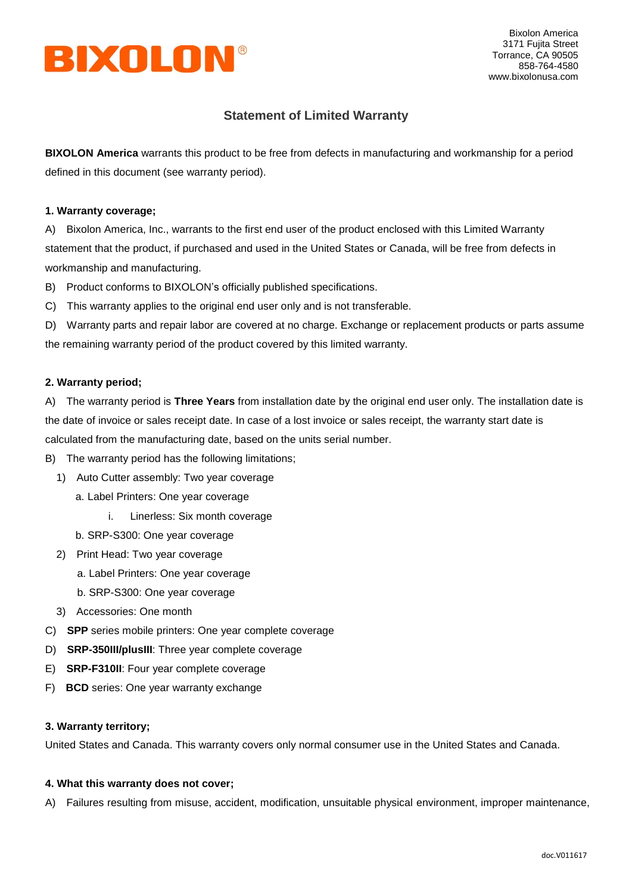**BIXOLON**®

Bixolon America
3171 Fujita Street
Torrance, CA 90505
858-764-4580
www.bixolonusa.com

# Statement of Limited Warranty

**BIXOLON America** warrants this product to be free from defects in manufacturing and workmanship for a period defined in this document (see warranty period).

### 1. Warranty coverage;

A) Bixolon America, Inc., warrants to the first end user of the product enclosed with this Limited Warranty statement that the product, if purchased and used in the United States or Canada, will be free from defects in workmanship and manufacturing.

B) Product conforms to BIXOLON's officially published specifications.

C) This warranty applies to the original end user only and is not transferable.

D) Warranty parts and repair labor are covered at no charge. Exchange or replacement products or parts assume the remaining warranty period of the product covered by this limited warranty.

### 2. Warranty period;

A) The warranty period is **Three Years** from installation date by the original end user only. The installation date is the date of invoice or sales receipt date. In case of a lost invoice or sales receipt, the warranty start date is calculated from the manufacturing date, based on the units serial number.

B) The warranty period has the following limitations;

1) Auto Cutter assembly: Two year coverage
   - a. Label Printers: One year coverage
     - i. Linerless: Six month coverage
   - b. SRP-S300: One year coverage
2) Print Head: Two year coverage
   - a. Label Printers: One year coverage
   - b. SRP-S300: One year coverage
3) Accessories: One month

C) **SPP** series mobile printers: One year complete coverage

D) **SRP-350III/plusIII**: Three year complete coverage

E) **SRP-F310II**: Four year complete coverage

F) **BCD** series: One year warranty exchange

### 3. Warranty territory;

United States and Canada. This warranty covers only normal consumer use in the United States and Canada.

### 4. What this warranty does not cover;

A) Failures resulting from misuse, accident, modification, unsuitable physical environment, improper maintenance,

doc.V011617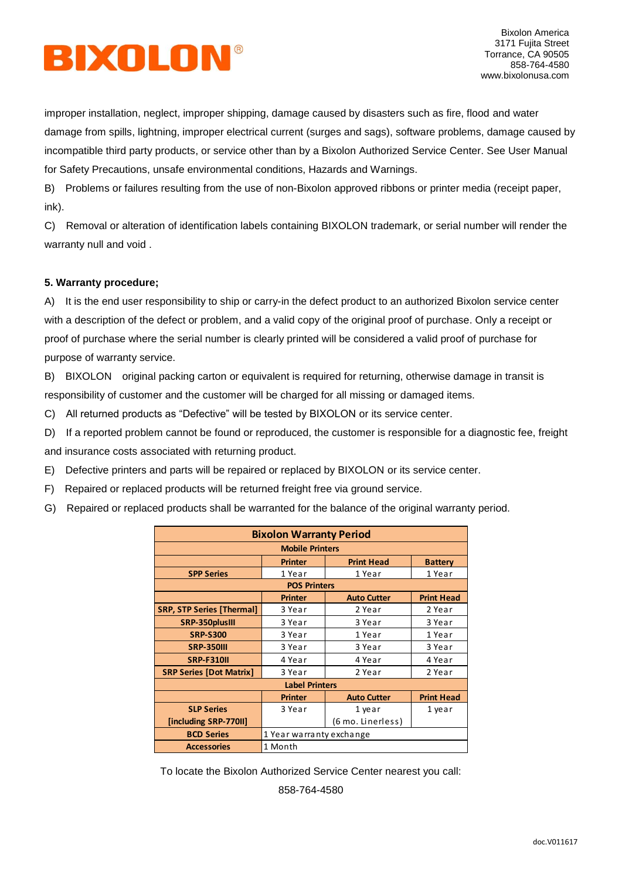improper installation, neglect, improper shipping, damage caused by disasters such as fire, flood and water damage from spills, lightning, improper electrical current (surges and sags), software problems, damage caused by incompatible third party products, or service other than by a Bixolon Authorized Service Center. See User Manual for Safety Precautions, unsafe environmental conditions, Hazards and Warnings.

B) Problems or failures resulting from the use of non-Bixolon approved ribbons or printer media (receipt paper, ink).

C) Removal or alteration of identification labels containing BIXOLON trademark, or serial number will render the warranty null and void .

**5. Warranty procedure;**

A) It is the end user responsibility to ship or carry-in the defect product to an authorized Bixolon service center with a description of the defect or problem, and a valid copy of the original proof of purchase. Only a receipt or proof of purchase where the serial number is clearly printed will be considered a valid proof of purchase for purpose of warranty service.

B) BIXOLON original packing carton or equivalent is required for returning, otherwise damage in transit is responsibility of customer and the customer will be charged for all missing or damaged items.

C) All returned products as "Defective" will be tested by BIXOLON or its service center.

D) If a reported problem cannot be found or reproduced, the customer is responsible for a diagnostic fee, freight and insurance costs associated with returning product.

E) Defective printers and parts will be repaired or replaced by BIXOLON or its service center.

F) Repaired or replaced products will be returned freight free via ground service.

G) Repaired or replaced products shall be warranted for the balance of the original warranty period.

| Bixolon Warranty Period | | | |
|---|---|---|---|
| **Mobile Printers** | | | |
| | **Printer** | **Print Head** | **Battery** |
| **SPP Series** | 1 Year | 1 Year | 1 Year |
| **POS Printers** | | | |
| | **Printer** | **Auto Cutter** | **Print Head** |
| **SRP, STP Series [Thermal]** | 3 Year | 2 Year | 2 Year |
| **SRP-350plusIII** | 3 Year | 3 Year | 3 Year |
| **SRP-S300** | 3 Year | 1 Year | 1 Year |
| **SRP-350III** | 3 Year | 3 Year | 3 Year |
| **SRP-F310II** | 4 Year | 4 Year | 4 Year |
| **SRP Series [Dot Matrix]** | 3 Year | 2 Year | 2 Year |
| **Label Printers** | | | |
| | **Printer** | **Auto Cutter** | **Print Head** |
| **SLP Series [including SRP-770II]** | 3 Year | 1 year (6 mo. Linerless) | 1 year |
| **BCD Series** | 1 Year warranty exchange | | |
| **Accessories** | 1 Month | | |

To locate the Bixolon Authorized Service Center nearest you call:

858-764-4580